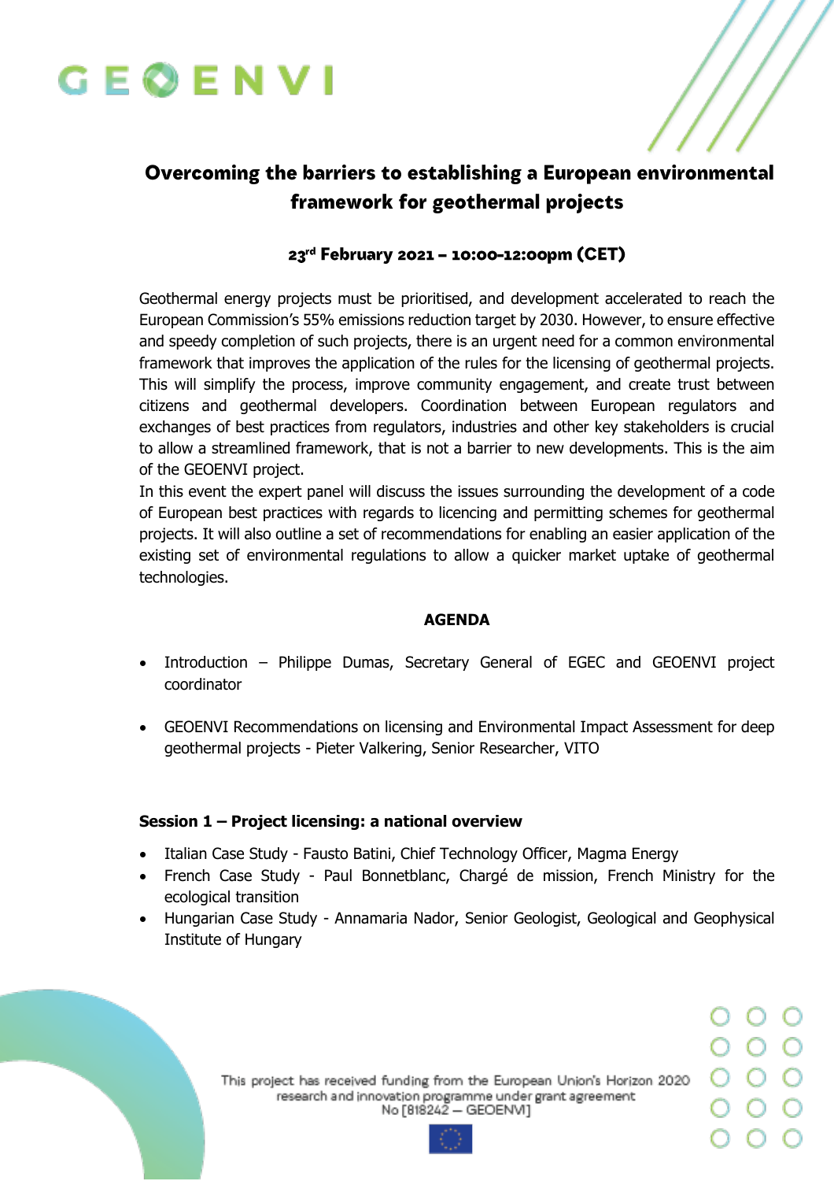GEOENVI

# Overcoming the barriers to establishing a European environmental framework for geothermal projects

**23rd February 2021 – 10:00-12:00pm (CET)**

Geothermal energy projects must be prioritised, and development accelerated to reach the European Commission's 55% emissions reduction target by 2030. However, to ensure effective and speedy completion of such projects, there is an urgent need for a common environmental framework that improves the application of the rules for the licensing of geothermal projects. This will simplify the process, improve community engagement, and create trust between citizens and geothermal developers. Coordination between European regulators and exchanges of best practices from regulators, industries and other key stakeholders is crucial to allow a streamlined framework, that is not a barrier to new developments. This is the aim of the GEOENVI project.

In this event the expert panel will discuss the issues surrounding the development of a code of European best practices with regards to licencing and permitting schemes for geothermal projects. It will also outline a set of recommendations for enabling an easier application of the existing set of environmental regulations to allow a quicker market uptake of geothermal technologies.

**AGENDA**

- Introduction – Philippe Dumas, Secretary General of EGEC and GEOENVI project coordinator
- GEOENVI Recommendations on licensing and Environmental Impact Assessment for deep geothermal projects - Pieter Valkering, Senior Researcher, VITO

**Session 1 – Project licensing: a national overview**

- Italian Case Study - Fausto Batini, Chief Technology Officer, Magma Energy
- French Case Study - Paul Bonnetblanc, Chargé de mission, French Ministry for the ecological transition
- Hungarian Case Study - Annamaria Nador, Senior Geologist, Geological and Geophysical Institute of Hungary

This project has received funding from the European Union's Horizon 2020 research and innovation programme under grant agreement No [818242 – GEOENVI]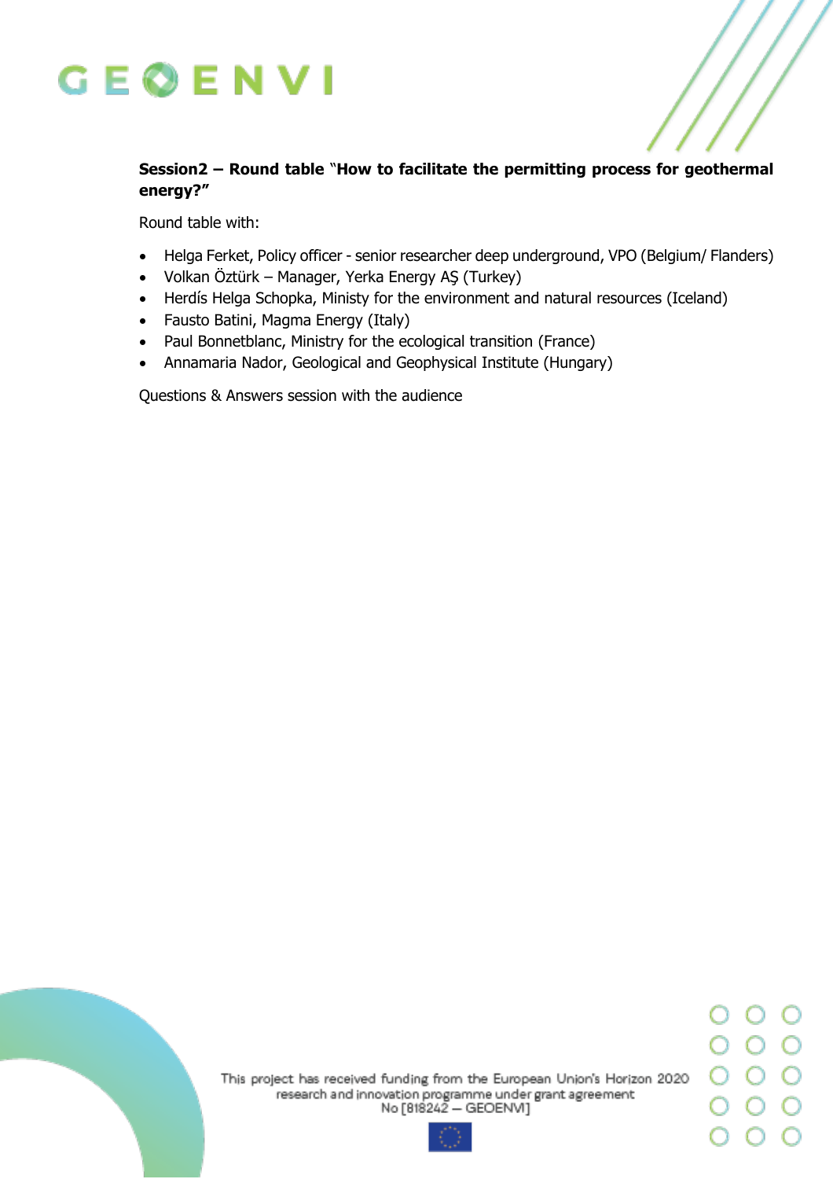**Session2 – Round table "How to facilitate the permitting process for geothermal energy?"**

Round table with:

- Helga Ferket, Policy officer - senior researcher deep underground, VPO (Belgium/ Flanders)
- Volkan Öztürk – Manager, Yerka Energy AŞ (Turkey)
- Herdís Helga Schopka, Ministy for the environment and natural resources (Iceland)
- Fausto Batini, Magma Energy (Italy)
- Paul Bonnetblanc, Ministry for the ecological transition (France)
- Annamaria Nador, Geological and Geophysical Institute (Hungary)

Questions & Answers session with the audience